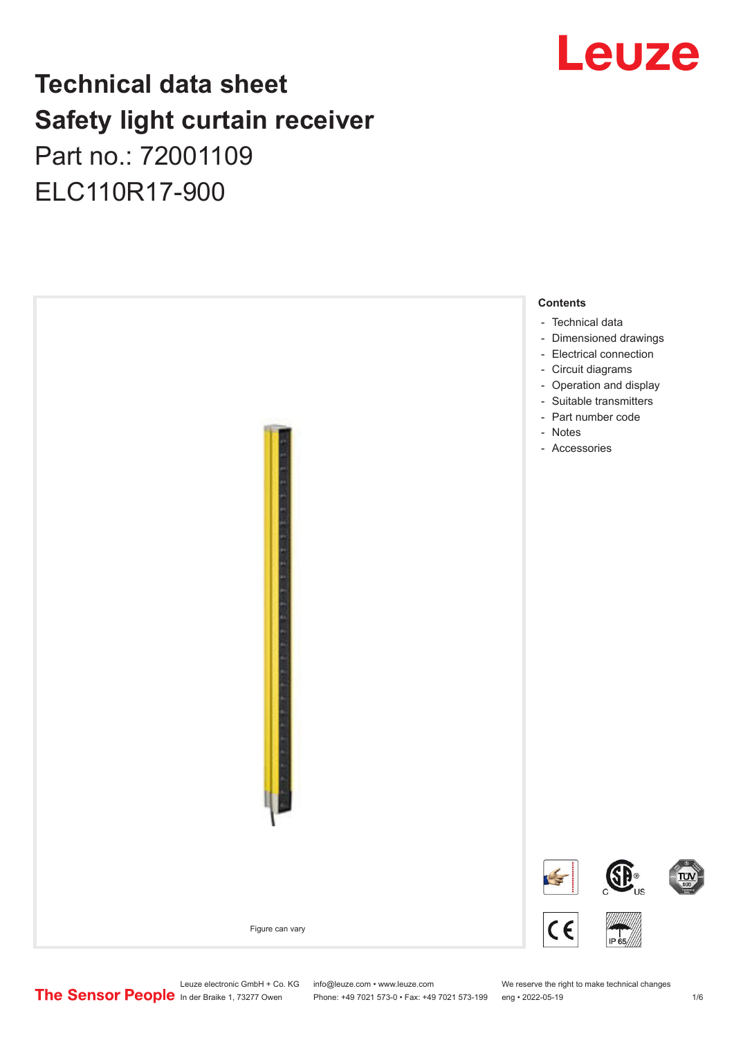# Technical data sheet
# Safety light curtain receiver
## Part no.: 72001109
## ELC110R17-900

Figure can vary

**Contents**

- Technical data
- Dimensioned drawings
- Electrical connection
- Circuit diagrams
- Operation and display
- Suitable transmitters
- Part number code
- Notes
- Accessories

Leuze electronic GmbH + Co. KG
In der Braike 1, 73277 Owen

info@leuze.com • www.leuze.com
Phone: +49 7021 573-0 • Fax: +49 7021 573-199

We reserve the right to make technical changes
eng • 2022-05-19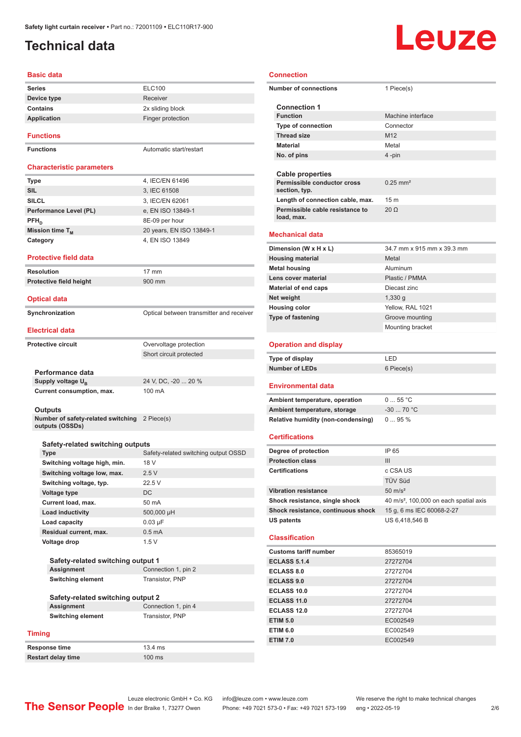# Technical data

## Basic data

| | |
|---|---|
| Series | ELC100 |
| Device type | Receiver |
| Contains | 2x sliding block |
| Application | Finger protection |

## Functions

| | |
|---|---|
| Functions | Automatic start/restart |

## Characteristic parameters

| | |
|---|---|
| Type | 4, IEC/EN 61496 |
| SIL | 3, IEC 61508 |
| SILCL | 3, IEC/EN 62061 |
| Performance Level (PL) | e, EN ISO 13849-1 |
| $PFH_D$ | 8E-09 per hour |
| Mission time $T_M$ | 20 years, EN ISO 13849-1 |
| Category | 4, EN ISO 13849 |

## Protective field data

| | |
|---|---|
| Resolution | 17 mm |
| Protective field height | 900 mm |

## Optical data

| | |
|---|---|
| Synchronization | Optical between transmitter and receiver |

## Electrical data

| | |
|---|---|
| Protective circuit | Overvoltage protection |
| | Short circuit protected |

### Performance data

| | |
|---|---|
| Supply voltage $U_B$ | 24 V, DC, -20 ... 20 % |
| Current consumption, max. | 100 mA |

### Outputs

| | |
|---|---|
| Number of safety-related switching outputs (OSSDs) | 2 Piece(s) |

#### Safety-related switching outputs

| | |
|---|---|
| Type | Safety-related switching output OSSD |
| Switching voltage high, min. | 18 V |
| Switching voltage low, max. | 2.5 V |
| Switching voltage, typ. | 22.5 V |
| Voltage type | DC |
| Current load, max. | 50 mA |
| Load inductivity | 500,000 µH |
| Load capacity | 0.03 µF |
| Residual current, max. | 0.5 mA |
| Voltage drop | 1.5 V |

##### Safety-related switching output 1

| | |
|---|---|
| Assignment | Connection 1, pin 2 |
| Switching element | Transistor, PNP |

##### Safety-related switching output 2

| | |
|---|---|
| Assignment | Connection 1, pin 4 |
| Switching element | Transistor, PNP |

## Timing

| | |
|---|---|
| Response time | 13.4 ms |
| Restart delay time | 100 ms |

## Connection

| | |
|---|---|
| Number of connections | 1 Piece(s) |

### Connection 1

| | |
|---|---|
| Function | Machine interface |
| Type of connection | Connector |
| Thread size | M12 |
| Material | Metal |
| No. of pins | 4 -pin |

### Cable properties

| | |
|---|---|
| Permissible conductor cross section, typ. | 0.25 mm² |
| Length of connection cable, max. | 15 m |
| Permissible cable resistance to load, max. | 20 Ω |

## Mechanical data

| | |
|---|---|
| Dimension (W x H x L) | 34.7 mm x 915 mm x 39.3 mm |
| Housing material | Metal |
| Metal housing | Aluminum |
| Lens cover material | Plastic / PMMA |
| Material of end caps | Diecast zinc |
| Net weight | 1,330 g |
| Housing color | Yellow, RAL 1021 |
| Type of fastening | Groove mounting |
| | Mounting bracket |

## Operation and display

| | |
|---|---|
| Type of display | LED |
| Number of LEDs | 6 Piece(s) |

## Environmental data

| | |
|---|---|
| Ambient temperature, operation | 0 ... 55 °C |
| Ambient temperature, storage | -30 ... 70 °C |
| Relative humidity (non-condensing) | 0 ... 95 % |

## Certifications

| | |
|---|---|
| Degree of protection | IP 65 |
| Protection class | III |
| Certifications | c CSA US |
| | TÜV Süd |
| Vibration resistance | 50 m/s² |
| Shock resistance, single shock | 40 m/s², 100,000 on each spatial axis |
| Shock resistance, continuous shock | 15 g, 6 ms IEC 60068-2-27 |
| US patents | US 6,418,546 B |

## Classification

| | |
|---|---|
| Customs tariff number | 85365019 |
| ECLASS 5.1.4 | 27272704 |
| ECLASS 8.0 | 27272704 |
| ECLASS 9.0 | 27272704 |
| ECLASS 10.0 | 27272704 |
| ECLASS 11.0 | 27272704 |
| ECLASS 12.0 | 27272704 |
| ETIM 5.0 | EC002549 |
| ETIM 6.0 | EC002549 |
| ETIM 7.0 | EC002549 |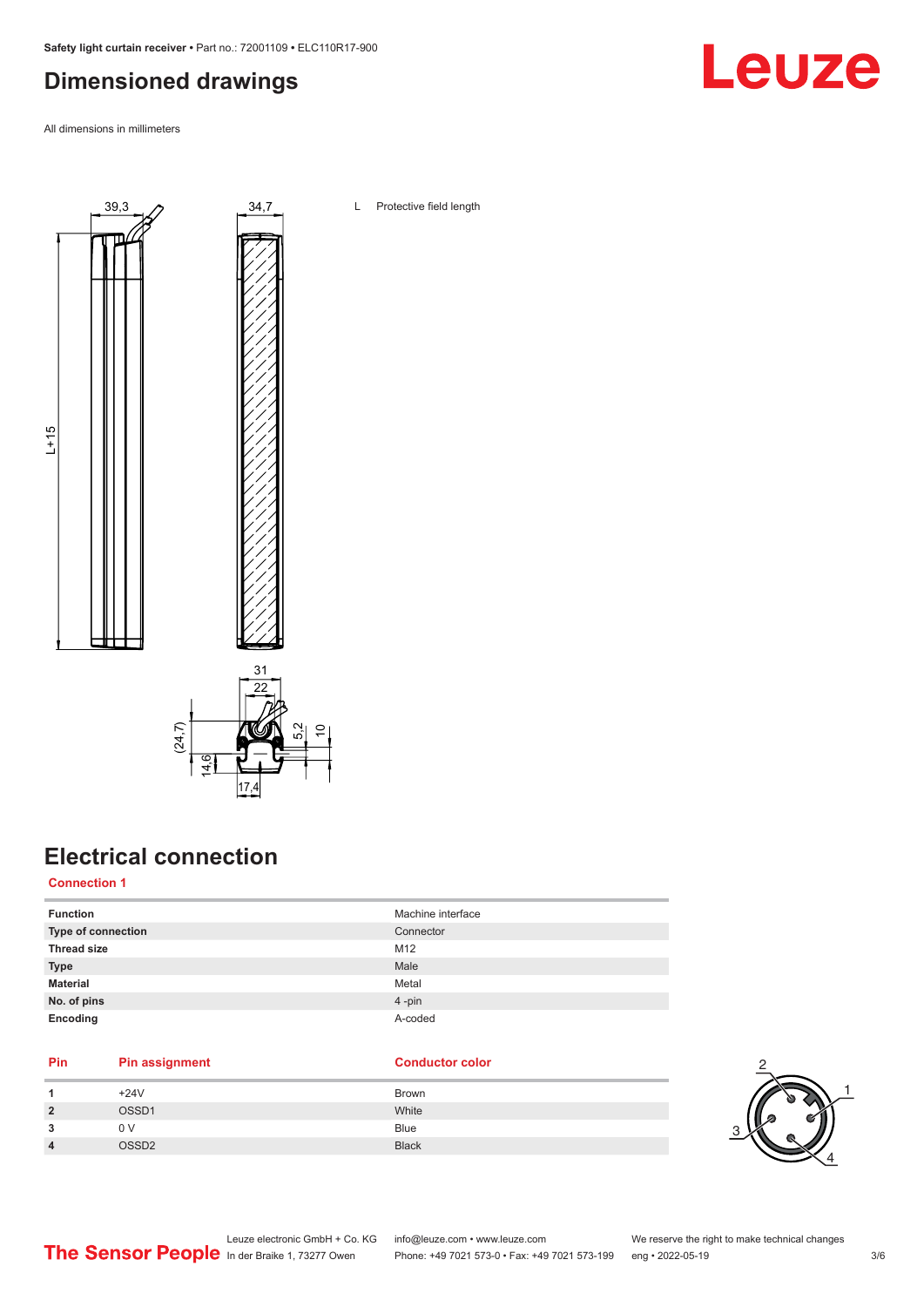# Dimensioned drawings

All dimensions in millimeters

L Protective field length

# Electrical connection

## Connection 1

| Function | Machine interface |
| --- | --- |
| Type of connection | Connector |
| Thread size | M12 |
| Type | Male |
| Material | Metal |
| No. of pins | 4 -pin |
| Encoding | A-coded |

| Pin | Pin assignment | Conductor color |
| --- | --- | --- |
| 1 | +24V | Brown |
| 2 | OSSD1 | White |
| 3 | 0 V | Blue |
| 4 | OSSD2 | Black |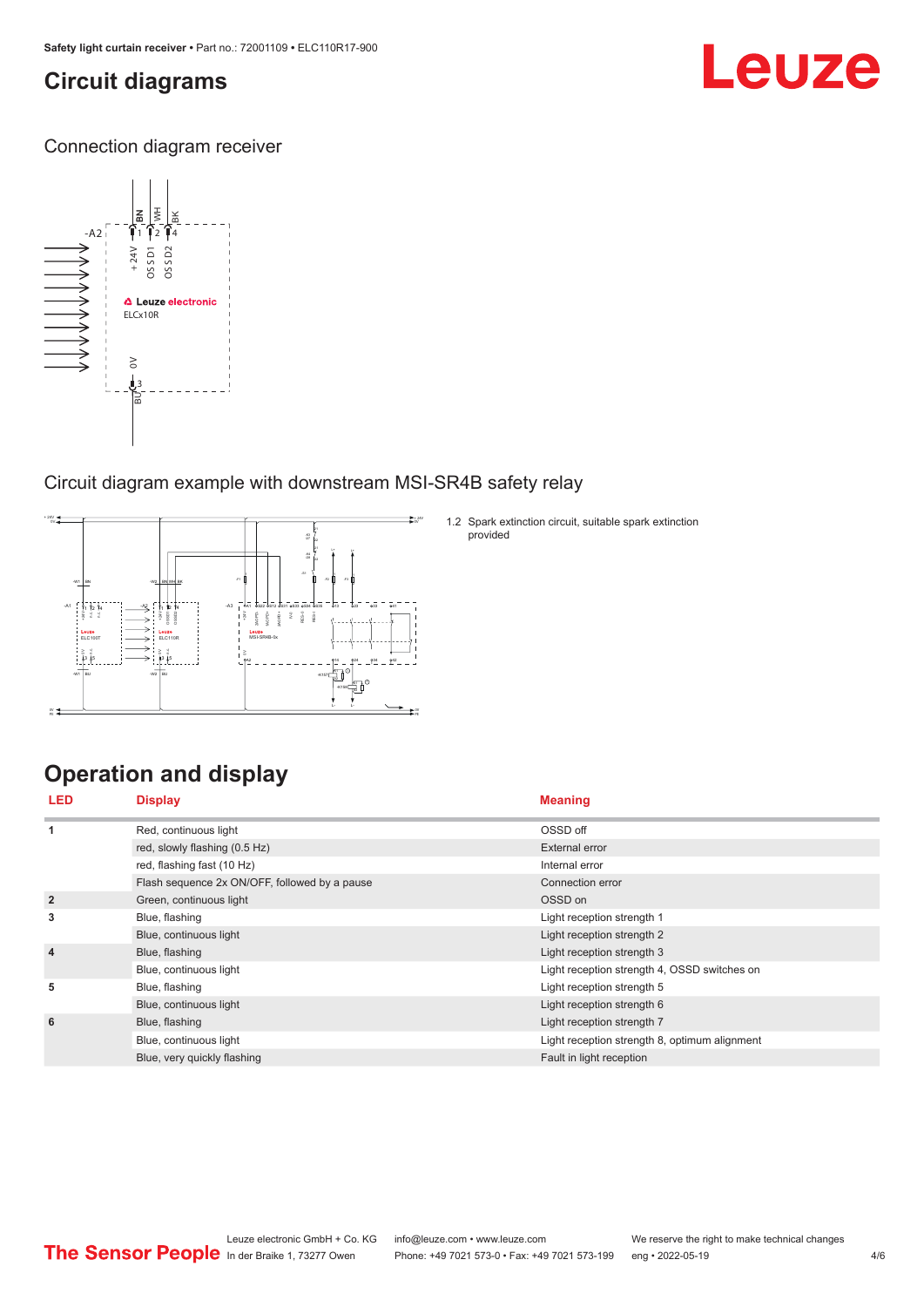# Circuit diagrams

## Connection diagram receiver

## Circuit diagram example with downstream MSI-SR4B safety relay

1.2 Spark extinction circuit, suitable spark extinction provided

# Operation and display

| LED | Display | Meaning |
|---|---|---|
| 1 | Red, continuous light | OSSD off |
| | red, slowly flashing (0.5 Hz) | External error |
| | red, flashing fast (10 Hz) | Internal error |
| | Flash sequence 2x ON/OFF, followed by a pause | Connection error |
| 2 | Green, continuous light | OSSD on |
| 3 | Blue, flashing | Light reception strength 1 |
| | Blue, continuous light | Light reception strength 2 |
| 4 | Blue, flashing | Light reception strength 3 |
| | Blue, continuous light | Light reception strength 4, OSSD switches on |
| 5 | Blue, flashing | Light reception strength 5 |
| | Blue, continuous light | Light reception strength 6 |
| 6 | Blue, flashing | Light reception strength 7 |
| | Blue, continuous light | Light reception strength 8, optimum alignment |
| | Blue, very quickly flashing | Fault in light reception |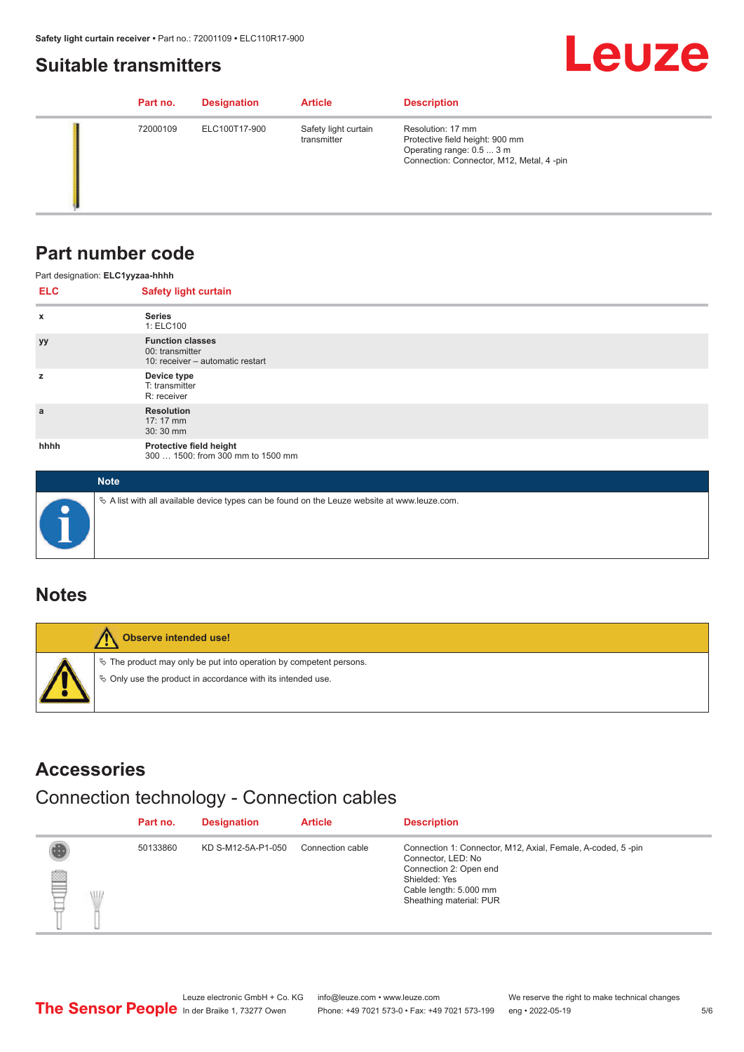## Suitable transmitters

| Part no. | Designation | Article | Description |
|---|---|---|---|
| 72000109 | ELC100T17-900 | Safety light curtain transmitter | Resolution: 17 mm<br>Protective field height: 900 mm<br>Operating range: 0.5 ... 3 m<br>Connection: Connector, M12, Metal, 4 -pin |

## Part number code

Part designation: **ELC1yyzaa-hhhh**

| ELC | Safety light curtain |
|---|---|
| x | **Series**<br>1: ELC100 |
| yy | **Function classes**<br>00: transmitter<br>10: receiver – automatic restart |
| z | **Device type**<br>T: transmitter<br>R: receiver |
| a | **Resolution**<br>17: 17 mm<br>30: 30 mm |
| hhhh | **Protective field height**<br>300 … 1500: from 300 mm to 1500 mm |

**Note**

- A list with all available device types can be found on the Leuze website at www.leuze.com.

## Notes

**Observe intended use!**

- The product may only be put into operation by competent persons.
- Only use the product in accordance with its intended use.

## Accessories

### Connection technology - Connection cables

| Part no. | Designation | Article | Description |
|---|---|---|---|
| 50133860 | KD S-M12-5A-P1-050 | Connection cable | Connection 1: Connector, M12, Axial, Female, A-coded, 5 -pin<br>Connector, LED: No<br>Connection 2: Open end<br>Shielded: Yes<br>Cable length: 5.000 mm<br>Sheathing material: PUR |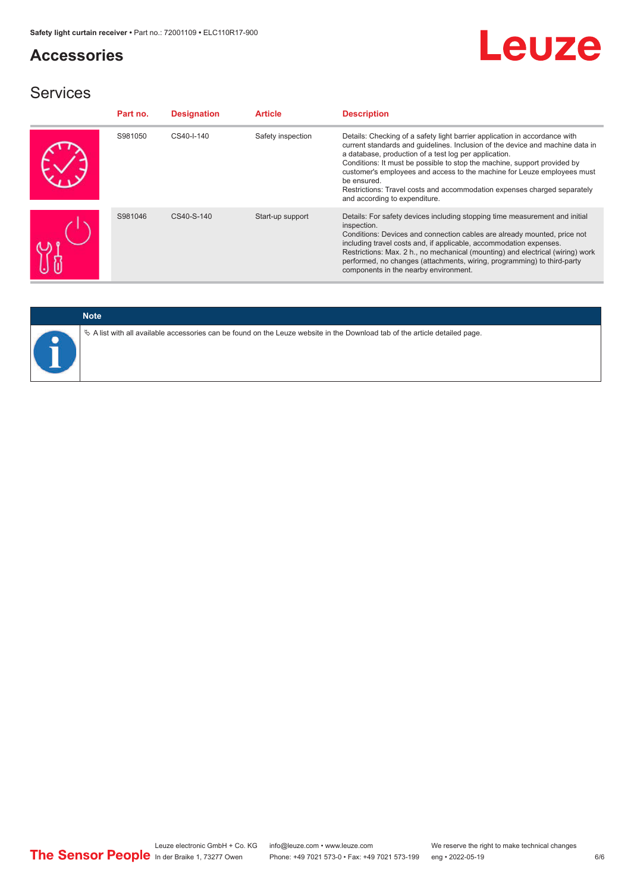# Accessories

## Services

| | Part no. | Designation | Article | Description |
|---|---|---|---|---|
| | S981050 | CS40-I-140 | Safety inspection | Details: Checking of a safety light barrier application in accordance with current standards and guidelines. Inclusion of the device and machine data in a database, production of a test log per application. Conditions: It must be possible to stop the machine, support provided by customer's employees and access to the machine for Leuze employees must be ensured. Restrictions: Travel costs and accommodation expenses charged separately and according to expenditure. |
| | S981046 | CS40-S-140 | Start-up support | Details: For safety devices including stopping time measurement and initial inspection. Conditions: Devices and connection cables are already mounted, price not including travel costs and, if applicable, accommodation expenses. Restrictions: Max. 2 h., no mechanical (mounting) and electrical (wiring) work performed, no changes (attachments, wiring, programming) to third-party components in the nearby environment. |

**Note**

↳ A list with all available accessories can be found on the Leuze website in the Download tab of the article detailed page.